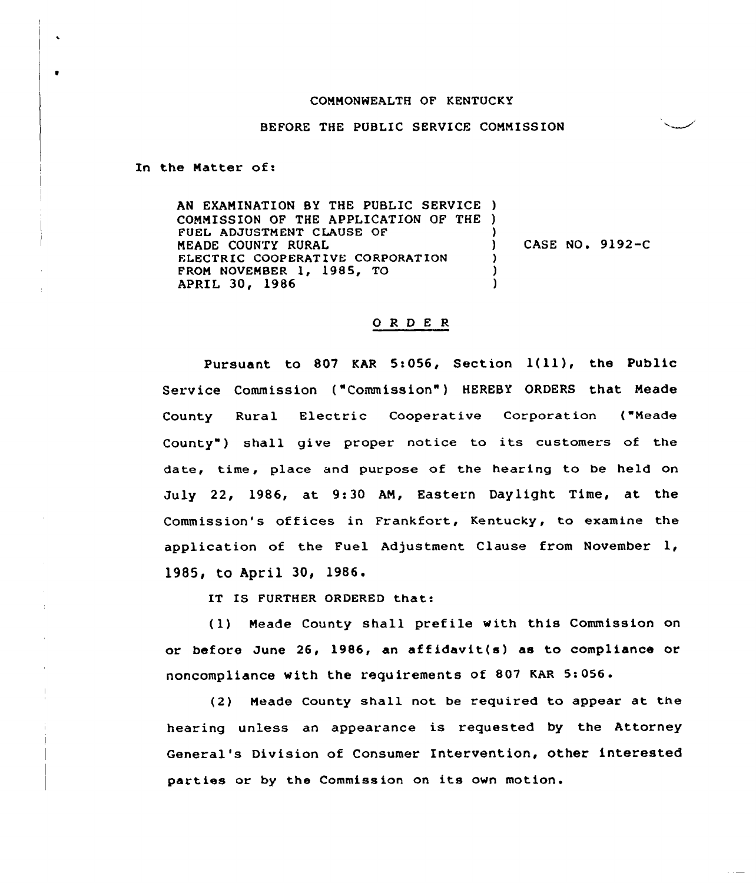COMMONWEALTH OF KENTUCKY

BEFORE THE PUBLIC SERVICE COMMISSION

In the Matter of:

| | | |
|---|---|---|
| AN EXAMINATION BY THE PUBLIC SERVICE COMMISSION OF THE APPLICATION OF THE FUEL ADJUSTMENT CLAUSE OF MEADE COUNTY RURAL ELECTRIC COOPERATIVE CORPORATION FROM NOVEMBER 1, 1985, TO APRIL 30, 1986 | ) | CASE NO. 9192-C |

## O R D E R

Pursuant to 807 KAR 5:056, Section 1(11), the Public Service Commission ("Commission") HEREBY ORDERS that Meade County Rural Electric Cooperative Corporation ("Meade County") shall give proper notice to its customers of the date, time, place and purpose of the hearing to be held on July 22, 1986, at 9:30 AM, Eastern Daylight Time, at the Commission's offices in Frankfort, Kentucky, to examine the application of the Fuel Adjustment Clause from November 1, 1985, to April 30, 1986.

IT IS FURTHER ORDERED that:

(1) Meade County shall prefile with this Commission on or before June 26, 1986, an affidavit(s) as to compliance or noncompliance with the requirements of 807 KAR 5:056.

(2) Meade County shall not be required to appear at the hearing unless an appearance is requested by the Attorney General's Division of Consumer Intervention, other interested parties or by the Commission on its own motion.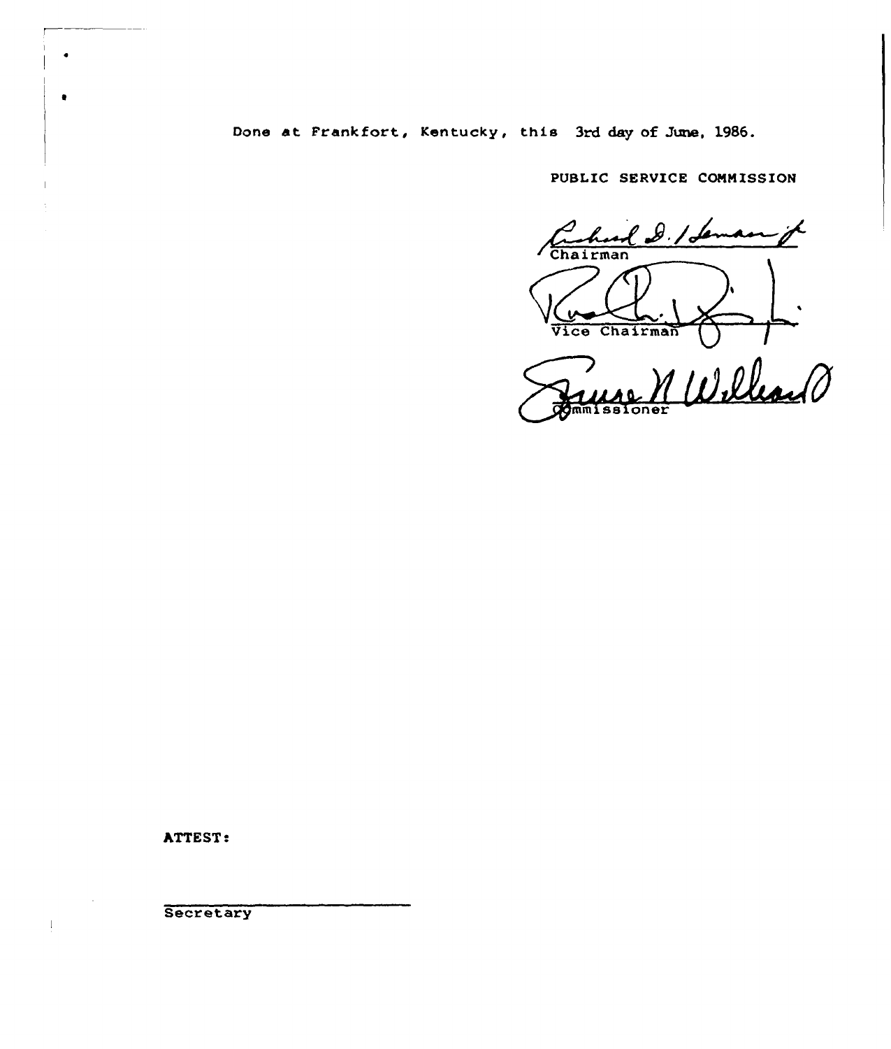Done at Frankfort, Kentucky, this 3rd day of June, 1986.

PUBLIC SERVICE COMMISSION

Chairman

Vice Chairman

Commissioner

ATTEST:

Secretary